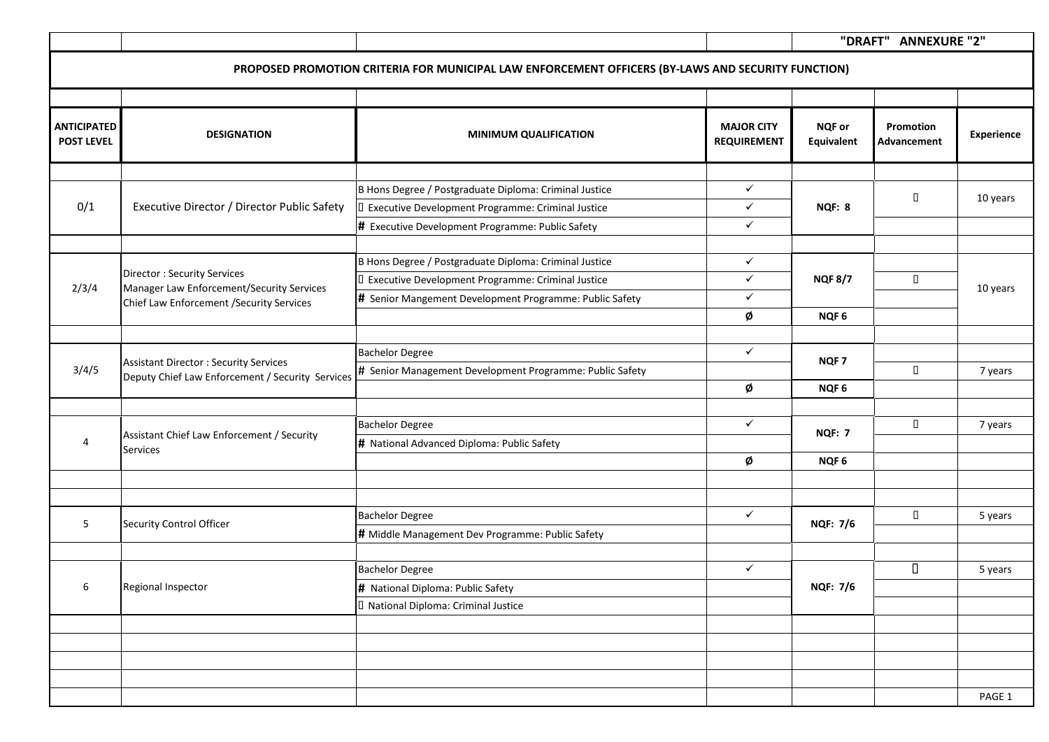"DRAFT" ANNEXURE "2"

## PROPOSED PROMOTION CRITERIA FOR MUNICIPAL LAW ENFORCEMENT OFFICERS (BY-LAWS AND SECURITY FUNCTION)

| ANTICIPATED POST LEVEL | DESIGNATION | MINIMUM QUALIFICATION | MAJOR CITY REQUIREMENT | NQF or Equivalent | Promotion Advancement | Experience |
|---|---|---|---|---|---|---|
| 0/1 | Executive Director / Director Public Safety | B Hons Degree / Postgraduate Diploma: Criminal Justice | ✓ | NQF: 8 | □ | 10 years |
| | | □ Executive Development Programme: Criminal Justice | ✓ | | | |
| | | # Executive Development Programme: Public Safety | ✓ | | | |
| 2/3/4 | Director : Security Services<br>Manager Law Enforcement/Security Services<br>Chief Law Enforcement /Security Services | B Hons Degree / Postgraduate Diploma: Criminal Justice | ✓ | NQF 8/7 | | 10 years |
| | | □ Executive Development Programme: Criminal Justice | ✓ | | □ | |
| | | # Senior Mangement Development Programme: Public Safety | ✓ | | | |
| | | | Ø | NQF 6 | | |
| 3/4/5 | Assistant Director : Security Services<br>Deputy Chief Law Enforcement / Security Services | Bachelor Degree | ✓ | NQF 7 | | |
| | | # Senior Management Development Programme: Public Safety | | | □ | 7 years |
| | | | Ø | NQF 6 | | |
| 4 | Assistant Chief Law Enforcement / Security Services | Bachelor Degree | ✓ | NQF: 7 | □ | 7 years |
| | | # National Advanced Diploma: Public Safety | | | | |
| | | | Ø | NQF 6 | | |
| 5 | Security Control Officer | Bachelor Degree | ✓ | NQF: 7/6 | □ | 5 years |
| | | # Middle Management Dev Programme: Public Safety | | | | |
| 6 | Regional Inspector | Bachelor Degree | ✓ | NQF: 7/6 | □ | 5 years |
| | | # National Diploma: Public Safety | | | | |
| | | □ National Diploma: Criminal Justice | | | | |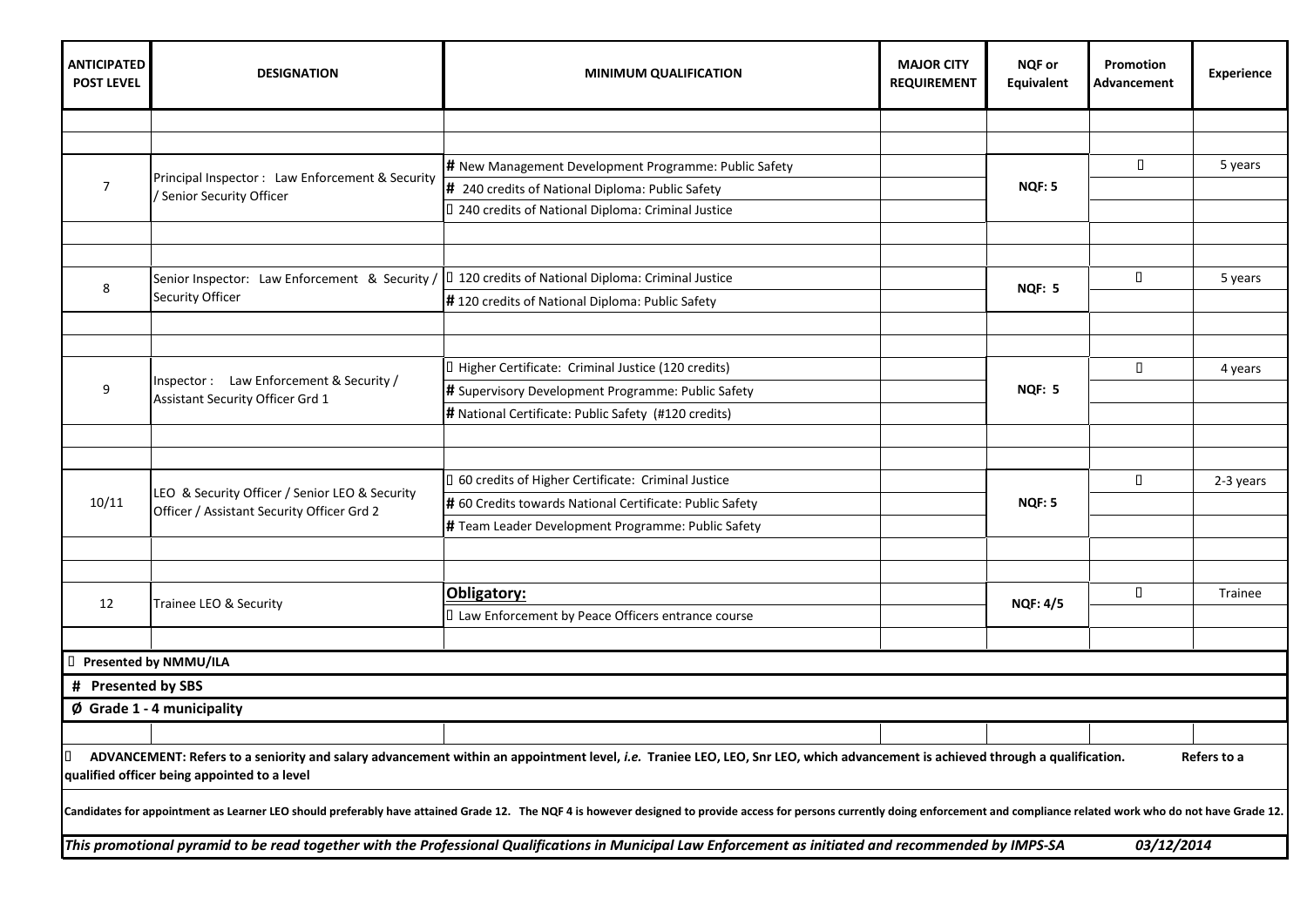| ANTICIPATED POST LEVEL | DESIGNATION | MINIMUM QUALIFICATION | MAJOR CITY REQUIREMENT | NQF or Equivalent | Promotion Advancement | Experience |
|---|---|---|---|---|---|---|
| | | | | | | |
| | | | | | | |
| 7 | Principal Inspector : Law Enforcement & Security / Senior Security Officer | # New Management Development Programme: Public Safety | | NQF: 5 |  | 5 years |
| | | # 240 credits of National Diploma: Public Safety | | | | |
| | |  240 credits of National Diploma: Criminal Justice | | | | |
| | | | | | | |
| | | | | | | |
| 8 | Senior Inspector: Law Enforcement & Security / Security Officer |  120 credits of National Diploma: Criminal Justice | | NQF: 5 |  | 5 years |
| | | # 120 credits of National Diploma: Public Safety | | | | |
| | | | | | | |
| | | | | | | |
| 9 | Inspector : Law Enforcement & Security / Assistant Security Officer Grd 1 |  Higher Certificate: Criminal Justice (120 credits) | | NQF: 5 |  | 4 years |
| | | # Supervisory Development Programme: Public Safety | | | | |
| | | # National Certificate: Public Safety (#120 credits) | | | | |
| | | | | | | |
| | | | | | | |
| 10/11 | LEO & Security Officer / Senior LEO & Security Officer / Assistant Security Officer Grd 2 |  60 credits of Higher Certificate: Criminal Justice | | NQF: 5 |  | 2-3 years |
| | | # 60 Credits towards National Certificate: Public Safety | | | | |
| | | # Team Leader Development Programme: Public Safety | | | | |
| | | | | | | |
| | | | | | | |
| 12 | Trainee LEO & Security | **Obligatory:** | | NQF: 4/5 |  | Trainee |
| | |  Law Enforcement by Peace Officers entrance course | | | | |
| | | | | | | |

** Presented by NMMU/ILA**

**# Presented by SBS**

**Ø Grade 1 - 4 municipality**

 **ADVANCEMENT: Refers to a seniority and salary advancement within an appointment level, *i.e.* Traniee LEO, LEO, Snr LEO, which advancement is achieved through a qualification. Refers to a qualified officer being appointed to a level**

**Candidates for appointment as Learner LEO should preferably have attained Grade 12. The NQF 4 is however designed to provide access for persons currently doing enforcement and compliance related work who do not have Grade 12.**

***This promotional pyramid to be read together with the Professional Qualifications in Municipal Law Enforcement as initiated and recommended by IMPS-SA 03/12/2014***